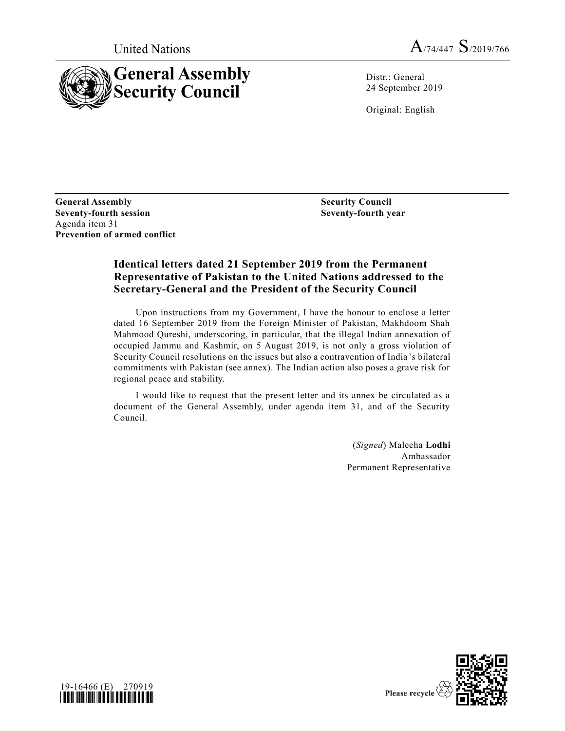United Nations A/74/447–S/2019/766

# General Assembly Security Council

Distr.: General
24 September 2019

Original: English

**General Assembly**
**Seventy-fourth session**
Agenda item 31
**Prevention of armed conflict**

**Security Council**
**Seventy-fourth year**

## Identical letters dated 21 September 2019 from the Permanent Representative of Pakistan to the United Nations addressed to the Secretary-General and the President of the Security Council

Upon instructions from my Government, I have the honour to enclose a letter dated 16 September 2019 from the Foreign Minister of Pakistan, Makhdoom Shah Mahmood Qureshi, underscoring, in particular, that the illegal Indian annexation of occupied Jammu and Kashmir, on 5 August 2019, is not only a gross violation of Security Council resolutions on the issues but also a contravention of India's bilateral commitments with Pakistan (see annex). The Indian action also poses a grave risk for regional peace and stability.

I would like to request that the present letter and its annex be circulated as a document of the General Assembly, under agenda item 31, and of the Security Council.

(*Signed*) Maleeha **Lodhi**
Ambassador
Permanent Representative

19-16466 (E) 270919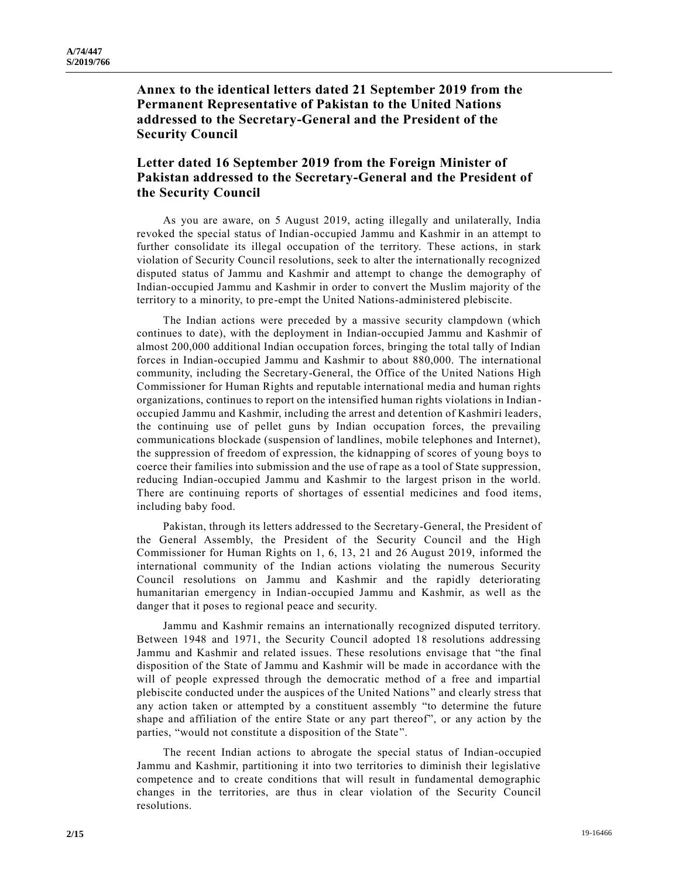## Annex to the identical letters dated 21 September 2019 from the Permanent Representative of Pakistan to the United Nations addressed to the Secretary-General and the President of the Security Council

## Letter dated 16 September 2019 from the Foreign Minister of Pakistan addressed to the Secretary-General and the President of the Security Council

As you are aware, on 5 August 2019, acting illegally and unilaterally, India revoked the special status of Indian-occupied Jammu and Kashmir in an attempt to further consolidate its illegal occupation of the territory. These actions, in stark violation of Security Council resolutions, seek to alter the internationally recognized disputed status of Jammu and Kashmir and attempt to change the demography of Indian-occupied Jammu and Kashmir in order to convert the Muslim majority of the territory to a minority, to pre-empt the United Nations-administered plebiscite.

The Indian actions were preceded by a massive security clampdown (which continues to date), with the deployment in Indian-occupied Jammu and Kashmir of almost 200,000 additional Indian occupation forces, bringing the total tally of Indian forces in Indian-occupied Jammu and Kashmir to about 880,000. The international community, including the Secretary-General, the Office of the United Nations High Commissioner for Human Rights and reputable international media and human rights organizations, continues to report on the intensified human rights violations in Indian-occupied Jammu and Kashmir, including the arrest and detention of Kashmiri leaders, the continuing use of pellet guns by Indian occupation forces, the prevailing communications blockade (suspension of landlines, mobile telephones and Internet), the suppression of freedom of expression, the kidnapping of scores of young boys to coerce their families into submission and the use of rape as a tool of State suppression, reducing Indian-occupied Jammu and Kashmir to the largest prison in the world. There are continuing reports of shortages of essential medicines and food items, including baby food.

Pakistan, through its letters addressed to the Secretary-General, the President of the General Assembly, the President of the Security Council and the High Commissioner for Human Rights on 1, 6, 13, 21 and 26 August 2019, informed the international community of the Indian actions violating the numerous Security Council resolutions on Jammu and Kashmir and the rapidly deteriorating humanitarian emergency in Indian-occupied Jammu and Kashmir, as well as the danger that it poses to regional peace and security.

Jammu and Kashmir remains an internationally recognized disputed territory. Between 1948 and 1971, the Security Council adopted 18 resolutions addressing Jammu and Kashmir and related issues. These resolutions envisage that "the final disposition of the State of Jammu and Kashmir will be made in accordance with the will of people expressed through the democratic method of a free and impartial plebiscite conducted under the auspices of the United Nations" and clearly stress that any action taken or attempted by a constituent assembly "to determine the future shape and affiliation of the entire State or any part thereof", or any action by the parties, "would not constitute a disposition of the State".

The recent Indian actions to abrogate the special status of Indian-occupied Jammu and Kashmir, partitioning it into two territories to diminish their legislative competence and to create conditions that will result in fundamental demographic changes in the territories, are thus in clear violation of the Security Council resolutions.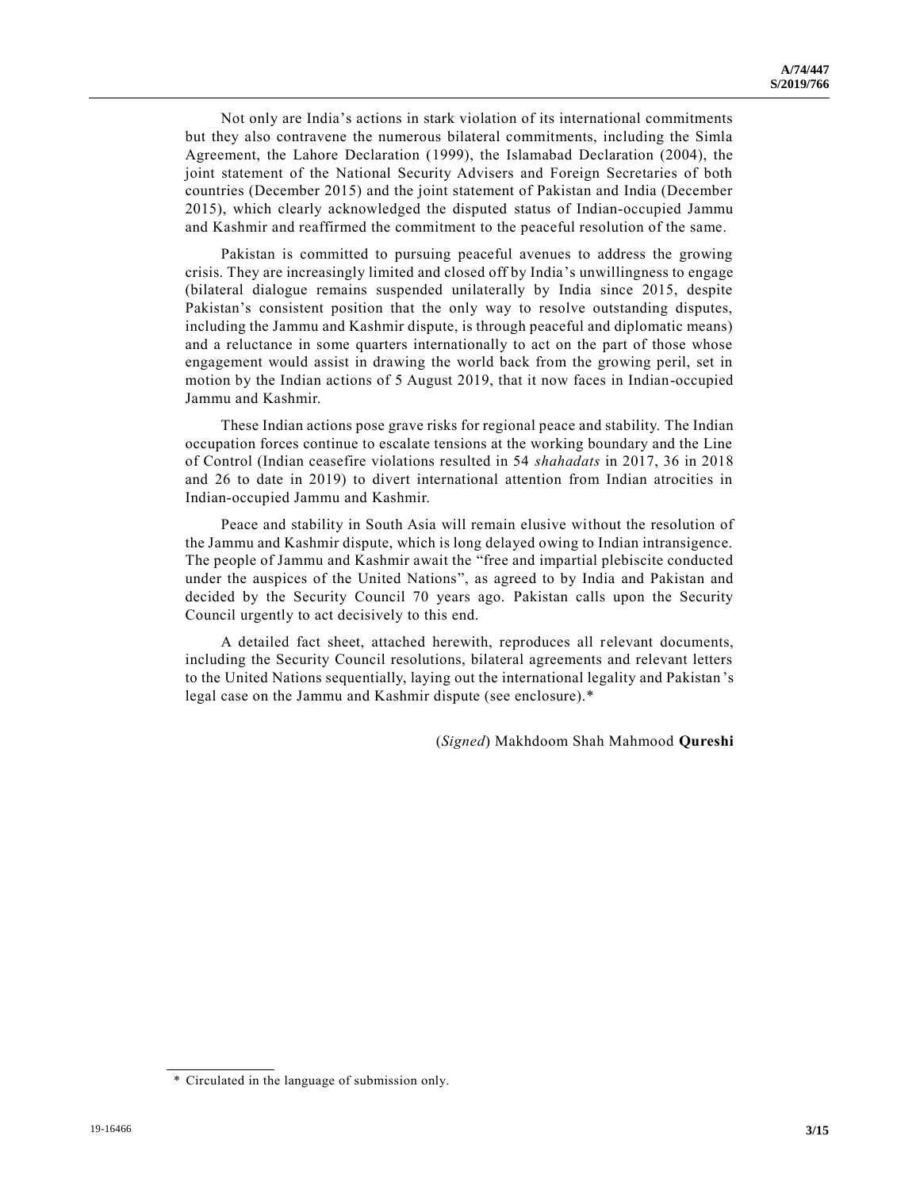Not only are India's actions in stark violation of its international commitments but they also contravene the numerous bilateral commitments, including the Simla Agreement, the Lahore Declaration (1999), the Islamabad Declaration (2004), the joint statement of the National Security Advisers and Foreign Secretaries of both countries (December 2015) and the joint statement of Pakistan and India (December 2015), which clearly acknowledged the disputed status of Indian-occupied Jammu and Kashmir and reaffirmed the commitment to the peaceful resolution of the same.

Pakistan is committed to pursuing peaceful avenues to address the growing crisis. They are increasingly limited and closed off by India's unwillingness to engage (bilateral dialogue remains suspended unilaterally by India since 2015, despite Pakistan's consistent position that the only way to resolve outstanding disputes, including the Jammu and Kashmir dispute, is through peaceful and diplomatic means) and a reluctance in some quarters internationally to act on the part of those whose engagement would assist in drawing the world back from the growing peril, set in motion by the Indian actions of 5 August 2019, that it now faces in Indian-occupied Jammu and Kashmir.

These Indian actions pose grave risks for regional peace and stability. The Indian occupation forces continue to escalate tensions at the working boundary and the Line of Control (Indian ceasefire violations resulted in 54 *shahadats* in 2017, 36 in 2018 and 26 to date in 2019) to divert international attention from Indian atrocities in Indian-occupied Jammu and Kashmir.

Peace and stability in South Asia will remain elusive without the resolution of the Jammu and Kashmir dispute, which is long delayed owing to Indian intransigence. The people of Jammu and Kashmir await the "free and impartial plebiscite conducted under the auspices of the United Nations", as agreed to by India and Pakistan and decided by the Security Council 70 years ago. Pakistan calls upon the Security Council urgently to act decisively to this end.

A detailed fact sheet, attached herewith, reproduces all relevant documents, including the Security Council resolutions, bilateral agreements and relevant letters to the United Nations sequentially, laying out the international legality and Pakistan's legal case on the Jammu and Kashmir dispute (see enclosure).*

(*Signed*) Makhdoom Shah Mahmood **Qureshi**

---

\* Circulated in the language of submission only.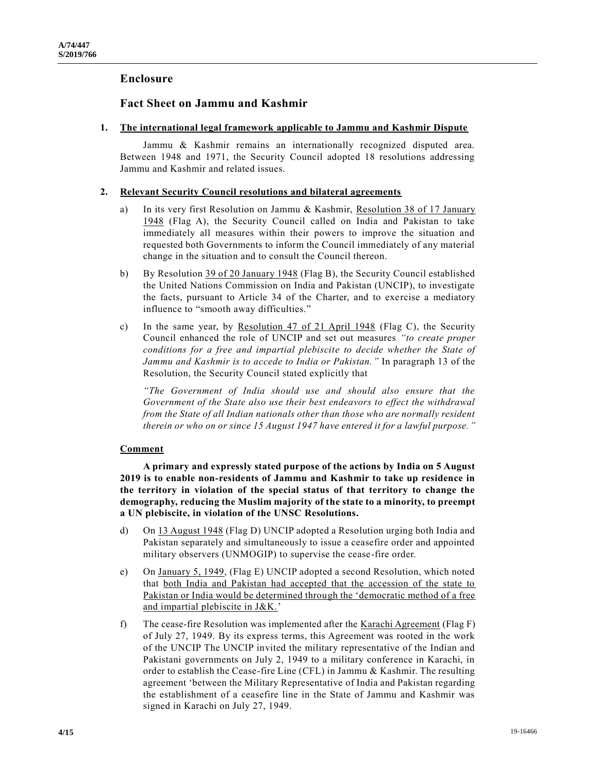## Enclosure

## Fact Sheet on Jammu and Kashmir

### 1. The international legal framework applicable to Jammu and Kashmir Dispute

Jammu & Kashmir remains an internationally recognized disputed area. Between 1948 and 1971, the Security Council adopted 18 resolutions addressing Jammu and Kashmir and related issues.

### 2. Relevant Security Council resolutions and bilateral agreements

a) In its very first Resolution on Jammu & Kashmir, Resolution 38 of 17 January 1948 (Flag A), the Security Council called on India and Pakistan to take immediately all measures within their powers to improve the situation and requested both Governments to inform the Council immediately of any material change in the situation and to consult the Council thereon.

b) By Resolution 39 of 20 January 1948 (Flag B), the Security Council established the United Nations Commission on India and Pakistan (UNCIP), to investigate the facts, pursuant to Article 34 of the Charter, and to exercise a mediatory influence to "smooth away difficulties."

c) In the same year, by Resolution 47 of 21 April 1948 (Flag C), the Security Council enhanced the role of UNCIP and set out measures *"to create proper conditions for a free and impartial plebiscite to decide whether the State of Jammu and Kashmir is to accede to India or Pakistan."* In paragraph 13 of the Resolution, the Security Council stated explicitly that

*"The Government of India should use and should also ensure that the Government of the State also use their best endeavors to effect the withdrawal from the State of all Indian nationals other than those who are normally resident therein or who on or since 15 August 1947 have entered it for a lawful purpose."*

**Comment**

**A primary and expressly stated purpose of the actions by India on 5 August 2019 is to enable non-residents of Jammu and Kashmir to take up residence in the territory in violation of the special status of that territory to change the demography, reducing the Muslim majority of the state to a minority, to preempt a UN plebiscite, in violation of the UNSC Resolutions.**

d) On 13 August 1948 (Flag D) UNCIP adopted a Resolution urging both India and Pakistan separately and simultaneously to issue a ceasefire order and appointed military observers (UNMOGIP) to supervise the cease-fire order.

e) On January 5, 1949, (Flag E) UNCIP adopted a second Resolution, which noted that both India and Pakistan had accepted that the accession of the state to Pakistan or India would be determined through the 'democratic method of a free and impartial plebiscite in J&K.'

f) The cease-fire Resolution was implemented after the Karachi Agreement (Flag F) of July 27, 1949. By its express terms, this Agreement was rooted in the work of the UNCIP The UNCIP invited the military representative of the Indian and Pakistani governments on July 2, 1949 to a military conference in Karachi, in order to establish the Cease-fire Line (CFL) in Jammu & Kashmir. The resulting agreement 'between the Military Representative of India and Pakistan regarding the establishment of a ceasefire line in the State of Jammu and Kashmir was signed in Karachi on July 27, 1949.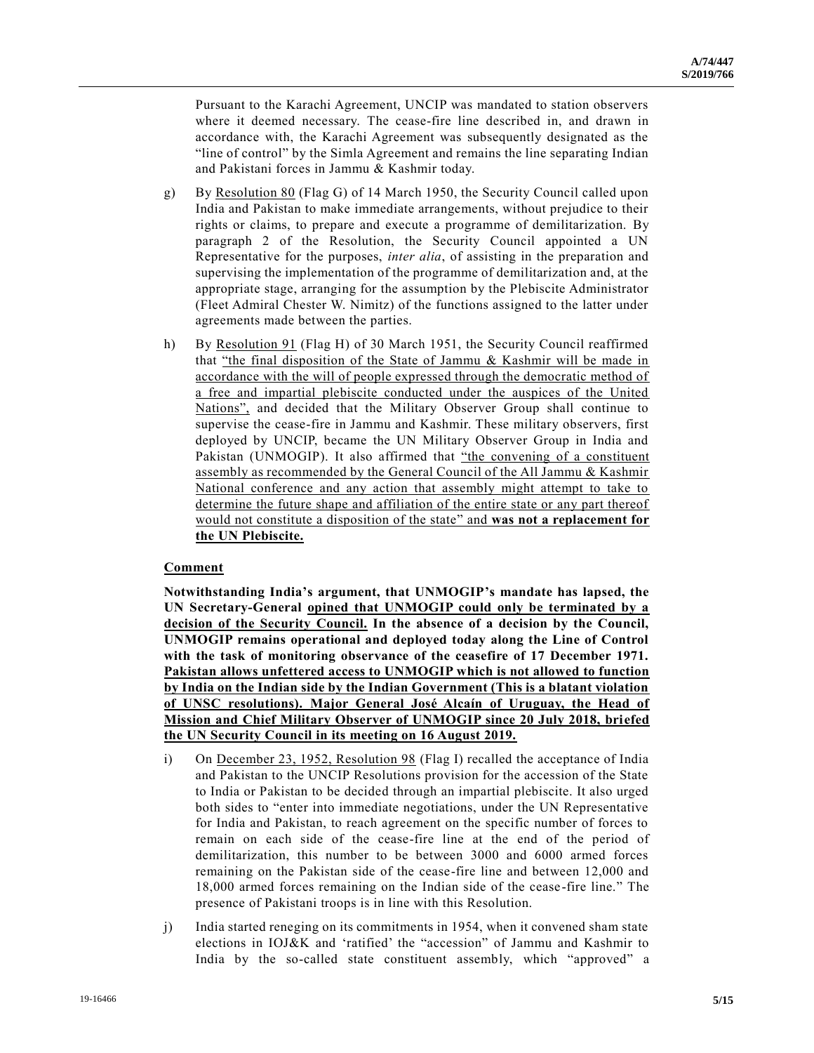Pursuant to the Karachi Agreement, UNCIP was mandated to station observers where it deemed necessary. The cease-fire line described in, and drawn in accordance with, the Karachi Agreement was subsequently designated as the "line of control" by the Simla Agreement and remains the line separating Indian and Pakistani forces in Jammu & Kashmir today.

g) By Resolution 80 (Flag G) of 14 March 1950, the Security Council called upon India and Pakistan to make immediate arrangements, without prejudice to their rights or claims, to prepare and execute a programme of demilitarization. By paragraph 2 of the Resolution, the Security Council appointed a UN Representative for the purposes, *inter alia*, of assisting in the preparation and supervising the implementation of the programme of demilitarization and, at the appropriate stage, arranging for the assumption by the Plebiscite Administrator (Fleet Admiral Chester W. Nimitz) of the functions assigned to the latter under agreements made between the parties.

h) By Resolution 91 (Flag H) of 30 March 1951, the Security Council reaffirmed that "the final disposition of the State of Jammu & Kashmir will be made in accordance with the will of people expressed through the democratic method of a free and impartial plebiscite conducted under the auspices of the United Nations", and decided that the Military Observer Group shall continue to supervise the cease-fire in Jammu and Kashmir. These military observers, first deployed by UNCIP, became the UN Military Observer Group in India and Pakistan (UNMOGIP). It also affirmed that "the convening of a constituent assembly as recommended by the General Council of the All Jammu & Kashmir National conference and any action that assembly might attempt to take to determine the future shape and affiliation of the entire state or any part thereof would not constitute a disposition of the state" and **was not a replacement for the UN Plebiscite.**

**Comment**

**Notwithstanding India's argument, that UNMOGIP's mandate has lapsed, the UN Secretary-General opined that UNMOGIP could only be terminated by a decision of the Security Council. In the absence of a decision by the Council, UNMOGIP remains operational and deployed today along the Line of Control with the task of monitoring observance of the ceasefire of 17 December 1971. Pakistan allows unfettered access to UNMOGIP which is not allowed to function by India on the Indian side by the Indian Government (This is a blatant violation of UNSC resolutions). Major General José Alcaín of Uruguay, the Head of Mission and Chief Military Observer of UNMOGIP since 20 July 2018, briefed the UN Security Council in its meeting on 16 August 2019.**

i) On December 23, 1952, Resolution 98 (Flag I) recalled the acceptance of India and Pakistan to the UNCIP Resolutions provision for the accession of the State to India or Pakistan to be decided through an impartial plebiscite. It also urged both sides to "enter into immediate negotiations, under the UN Representative for India and Pakistan, to reach agreement on the specific number of forces to remain on each side of the cease-fire line at the end of the period of demilitarization, this number to be between 3000 and 6000 armed forces remaining on the Pakistan side of the cease-fire line and between 12,000 and 18,000 armed forces remaining on the Indian side of the cease-fire line." The presence of Pakistani troops is in line with this Resolution.

j) India started reneging on its commitments in 1954, when it convened sham state elections in IOJ&K and 'ratified' the "accession" of Jammu and Kashmir to India by the so-called state constituent assembly, which "approved" a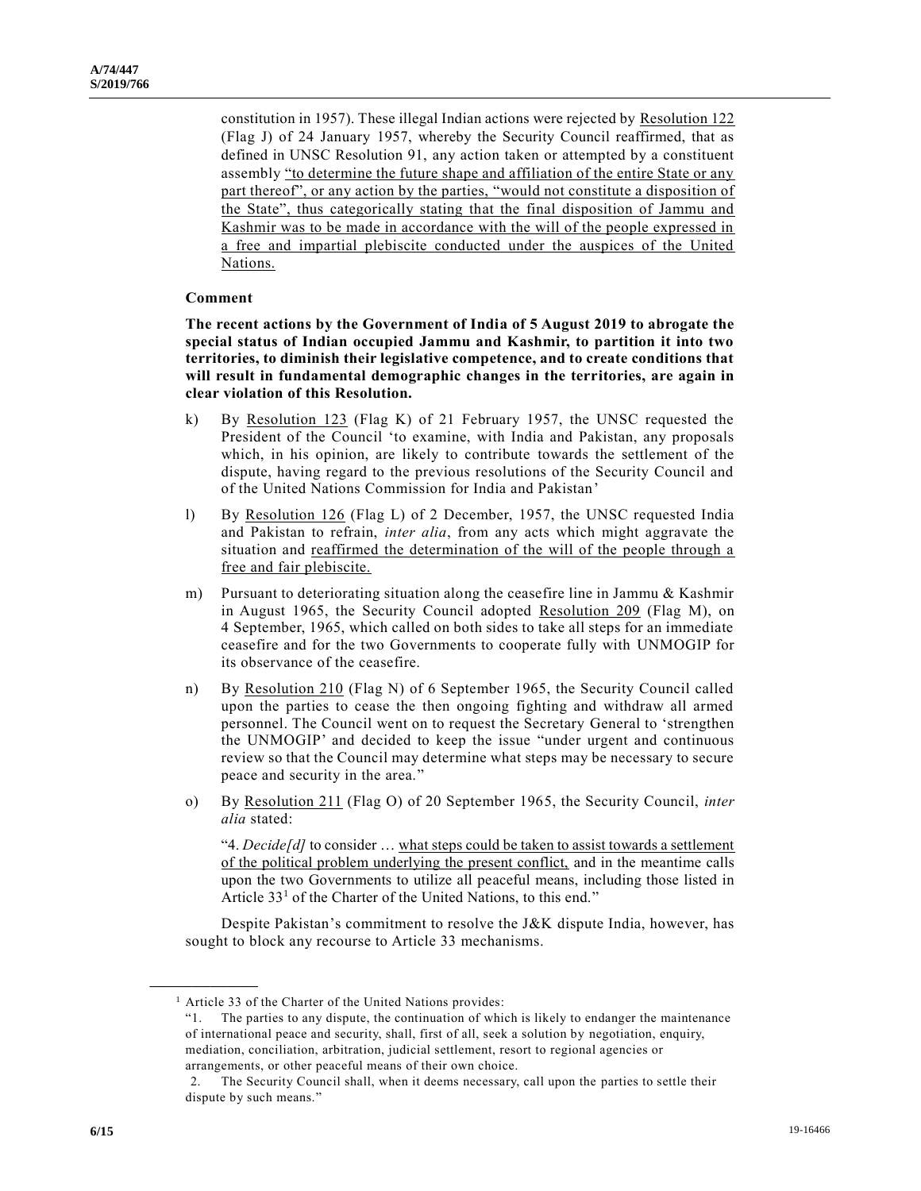constitution in 1957). These illegal Indian actions were rejected by Resolution 122 (Flag J) of 24 January 1957, whereby the Security Council reaffirmed, that as defined in UNSC Resolution 91, any action taken or attempted by a constituent assembly "to determine the future shape and affiliation of the entire State or any part thereof", or any action by the parties, "would not constitute a disposition of the State", thus categorically stating that the final disposition of Jammu and Kashmir was to be made in accordance with the will of the people expressed in a free and impartial plebiscite conducted under the auspices of the United Nations.

**Comment**

**The recent actions by the Government of India of 5 August 2019 to abrogate the special status of Indian occupied Jammu and Kashmir, to partition it into two territories, to diminish their legislative competence, and to create conditions that will result in fundamental demographic changes in the territories, are again in clear violation of this Resolution.**

k) By Resolution 123 (Flag K) of 21 February 1957, the UNSC requested the President of the Council 'to examine, with India and Pakistan, any proposals which, in his opinion, are likely to contribute towards the settlement of the dispute, having regard to the previous resolutions of the Security Council and of the United Nations Commission for India and Pakistan'

l) By Resolution 126 (Flag L) of 2 December, 1957, the UNSC requested India and Pakistan to refrain, *inter alia*, from any acts which might aggravate the situation and reaffirmed the determination of the will of the people through a free and fair plebiscite.

m) Pursuant to deteriorating situation along the ceasefire line in Jammu & Kashmir in August 1965, the Security Council adopted Resolution 209 (Flag M), on 4 September, 1965, which called on both sides to take all steps for an immediate ceasefire and for the two Governments to cooperate fully with UNMOGIP for its observance of the ceasefire.

n) By Resolution 210 (Flag N) of 6 September 1965, the Security Council called upon the parties to cease the then ongoing fighting and withdraw all armed personnel. The Council went on to request the Secretary General to 'strengthen the UNMOGIP' and decided to keep the issue "under urgent and continuous review so that the Council may determine what steps may be necessary to secure peace and security in the area."

o) By Resolution 211 (Flag O) of 20 September 1965, the Security Council, *inter alia* stated:

"4. *Decide[d]* to consider … what steps could be taken to assist towards a settlement of the political problem underlying the present conflict, and in the meantime calls upon the two Governments to utilize all peaceful means, including those listed in Article 33[1] of the Charter of the United Nations, to this end."

Despite Pakistan's commitment to resolve the J&K dispute India, however, has sought to block any recourse to Article 33 mechanisms.

---

[1] Article 33 of the Charter of the United Nations provides:

"1. The parties to any dispute, the continuation of which is likely to endanger the maintenance of international peace and security, shall, first of all, seek a solution by negotiation, enquiry, mediation, conciliation, arbitration, judicial settlement, resort to regional agencies or arrangements, or other peaceful means of their own choice.

2. The Security Council shall, when it deems necessary, call upon the parties to settle their dispute by such means."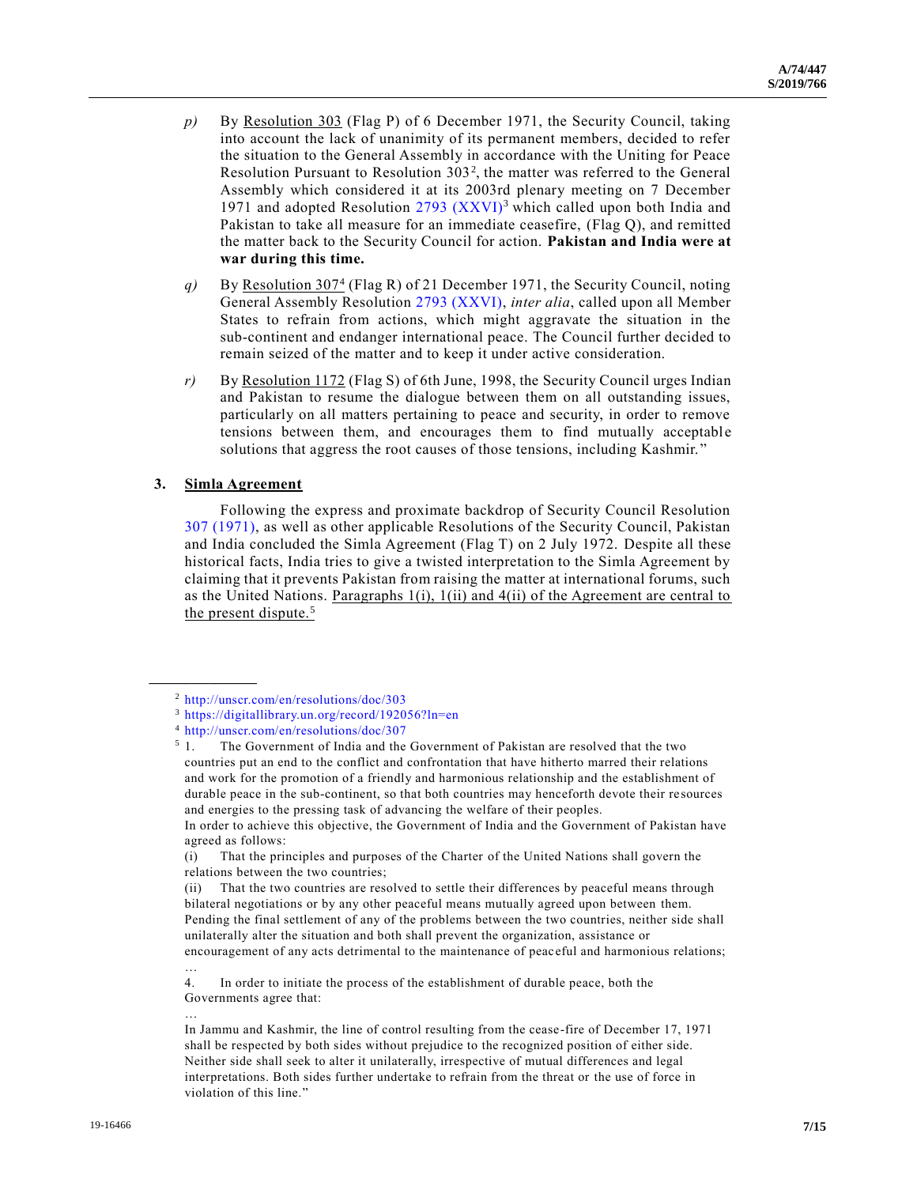*p)* By Resolution 303 (Flag P) of 6 December 1971, the Security Council, taking into account the lack of unanimity of its permanent members, decided to refer the situation to the General Assembly in accordance with the Uniting for Peace Resolution Pursuant to Resolution 303[2], the matter was referred to the General Assembly which considered it at its 2003rd plenary meeting on 7 December 1971 and adopted Resolution 2793 (XXVI)[3] which called upon both India and Pakistan to take all measure for an immediate ceasefire, (Flag Q), and remitted the matter back to the Security Council for action. **Pakistan and India were at war during this time.**

*q)* By Resolution 307[4] (Flag R) of 21 December 1971, the Security Council, noting General Assembly Resolution 2793 (XXVI), *inter alia*, called upon all Member States to refrain from actions, which might aggravate the situation in the sub-continent and endanger international peace. The Council further decided to remain seized of the matter and to keep it under active consideration.

*r)* By Resolution 1172 (Flag S) of 6th June, 1998, the Security Council urges Indian and Pakistan to resume the dialogue between them on all outstanding issues, particularly on all matters pertaining to peace and security, in order to remove tensions between them, and encourages them to find mutually acceptable solutions that aggress the root causes of those tensions, including Kashmir."

## 3. Simla Agreement

Following the express and proximate backdrop of Security Council Resolution 307 (1971), as well as other applicable Resolutions of the Security Council, Pakistan and India concluded the Simla Agreement (Flag T) on 2 July 1972. Despite all these historical facts, India tries to give a twisted interpretation to the Simla Agreement by claiming that it prevents Pakistan from raising the matter at international forums, such as the United Nations. Paragraphs 1(i), 1(ii) and 4(ii) of the Agreement are central to the present dispute.[5]

---

[2] http://unscr.com/en/resolutions/doc/303

[3] https://digitallibrary.un.org/record/192056?ln=en

[4] http://unscr.com/en/resolutions/doc/307

[5] 1. The Government of India and the Government of Pakistan are resolved that the two countries put an end to the conflict and confrontation that have hitherto marred their relations and work for the promotion of a friendly and harmonious relationship and the establishment of durable peace in the sub-continent, so that both countries may henceforth devote their resources and energies to the pressing task of advancing the welfare of their peoples.

In order to achieve this objective, the Government of India and the Government of Pakistan have agreed as follows:

(i) That the principles and purposes of the Charter of the United Nations shall govern the relations between the two countries;

(ii) That the two countries are resolved to settle their differences by peaceful means through bilateral negotiations or by any other peaceful means mutually agreed upon between them. Pending the final settlement of any of the problems between the two countries, neither side shall unilaterally alter the situation and both shall prevent the organization, assistance or encouragement of any acts detrimental to the maintenance of peaceful and harmonious relations;

…

4. In order to initiate the process of the establishment of durable peace, both the Governments agree that:

…

In Jammu and Kashmir, the line of control resulting from the cease-fire of December 17, 1971 shall be respected by both sides without prejudice to the recognized position of either side. Neither side shall seek to alter it unilaterally, irrespective of mutual differences and legal interpretations. Both sides further undertake to refrain from the threat or the use of force in violation of this line."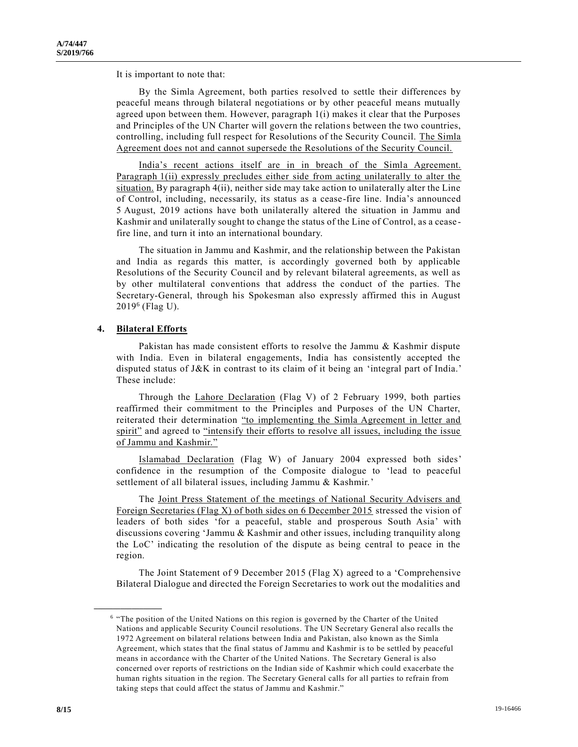It is important to note that:

By the Simla Agreement, both parties resolved to settle their differences by peaceful means through bilateral negotiations or by other peaceful means mutually agreed upon between them. However, paragraph 1(i) makes it clear that the Purposes and Principles of the UN Charter will govern the relations between the two countries, controlling, including full respect for Resolutions of the Security Council. <u>The Simla Agreement does not and cannot supersede the Resolutions of the Security Council.</u>

<u>India's recent actions itself are in in breach of the Simla Agreement. Paragraph 1(ii) expressly precludes either side from acting unilaterally to alter the situation.</u> By paragraph 4(ii), neither side may take action to unilaterally alter the Line of Control, including, necessarily, its status as a cease-fire line. India's announced 5 August, 2019 actions have both unilaterally altered the situation in Jammu and Kashmir and unilaterally sought to change the status of the Line of Control, as a cease-fire line, and turn it into an international boundary.

The situation in Jammu and Kashmir, and the relationship between the Pakistan and India as regards this matter, is accordingly governed both by applicable Resolutions of the Security Council and by relevant bilateral agreements, as well as by other multilateral conventions that address the conduct of the parties. The Secretary-General, through his Spokesman also expressly affirmed this in August 2019[6] (Flag U).

## 4. <u>Bilateral Efforts</u>

Pakistan has made consistent efforts to resolve the Jammu & Kashmir dispute with India. Even in bilateral engagements, India has consistently accepted the disputed status of J&K in contrast to its claim of it being an 'integral part of India.' These include:

Through the <u>Lahore Declaration</u> (Flag V) of 2 February 1999, both parties reaffirmed their commitment to the Principles and Purposes of the UN Charter, reiterated their determination <u>"to implementing the Simla Agreement in letter and spirit"</u> and agreed to <u>"intensify their efforts to resolve all issues, including the issue of Jammu and Kashmir."</u>

<u>Islamabad Declaration</u> (Flag W) of January 2004 expressed both sides' confidence in the resumption of the Composite dialogue to 'lead to peaceful settlement of all bilateral issues, including Jammu & Kashmir.'

The <u>Joint Press Statement of the meetings of National Security Advisers and Foreign Secretaries (Flag X) of both sides on 6 December 2015</u> stressed the vision of leaders of both sides 'for a peaceful, stable and prosperous South Asia' with discussions covering 'Jammu & Kashmir and other issues, including tranquility along the LoC' indicating the resolution of the dispute as being central to peace in the region.

The Joint Statement of 9 December 2015 (Flag X) agreed to a 'Comprehensive Bilateral Dialogue and directed the Foreign Secretaries to work out the modalities and

---

[6] "The position of the United Nations on this region is governed by the Charter of the United Nations and applicable Security Council resolutions. The UN Secretary General also recalls the 1972 Agreement on bilateral relations between India and Pakistan, also known as the Simla Agreement, which states that the final status of Jammu and Kashmir is to be settled by peaceful means in accordance with the Charter of the United Nations. The Secretary General is also concerned over reports of restrictions on the Indian side of Kashmir which could exacerbate the human rights situation in the region. The Secretary General calls for all parties to refrain from taking steps that could affect the status of Jammu and Kashmir."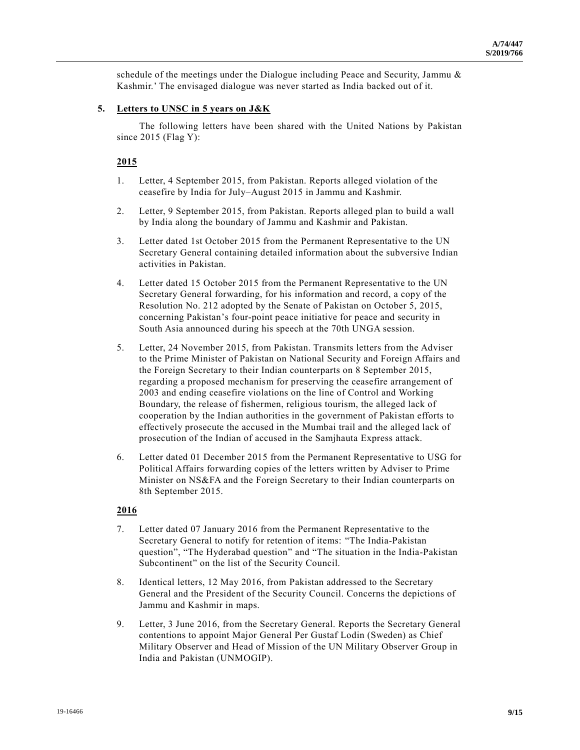schedule of the meetings under the Dialogue including Peace and Security, Jammu & Kashmir.' The envisaged dialogue was never started as India backed out of it.

**5. Letters to UNSC in 5 years on J&K**

The following letters have been shared with the United Nations by Pakistan since 2015 (Flag Y):

**2015**

1. Letter, 4 September 2015, from Pakistan. Reports alleged violation of the ceasefire by India for July–August 2015 in Jammu and Kashmir.

2. Letter, 9 September 2015, from Pakistan. Reports alleged plan to build a wall by India along the boundary of Jammu and Kashmir and Pakistan.

3. Letter dated 1st October 2015 from the Permanent Representative to the UN Secretary General containing detailed information about the subversive Indian activities in Pakistan.

4. Letter dated 15 October 2015 from the Permanent Representative to the UN Secretary General forwarding, for his information and record, a copy of the Resolution No. 212 adopted by the Senate of Pakistan on October 5, 2015, concerning Pakistan's four-point peace initiative for peace and security in South Asia announced during his speech at the 70th UNGA session.

5. Letter, 24 November 2015, from Pakistan. Transmits letters from the Adviser to the Prime Minister of Pakistan on National Security and Foreign Affairs and the Foreign Secretary to their Indian counterparts on 8 September 2015, regarding a proposed mechanism for preserving the ceasefire arrangement of 2003 and ending ceasefire violations on the line of Control and Working Boundary, the release of fishermen, religious tourism, the alleged lack of cooperation by the Indian authorities in the government of Pakistan efforts to effectively prosecute the accused in the Mumbai trail and the alleged lack of prosecution of the Indian of accused in the Samjhauta Express attack.

6. Letter dated 01 December 2015 from the Permanent Representative to USG for Political Affairs forwarding copies of the letters written by Adviser to Prime Minister on NS&FA and the Foreign Secretary to their Indian counterparts on 8th September 2015.

**2016**

7. Letter dated 07 January 2016 from the Permanent Representative to the Secretary General to notify for retention of items: "The India-Pakistan question", "The Hyderabad question" and "The situation in the India-Pakistan Subcontinent" on the list of the Security Council.

8. Identical letters, 12 May 2016, from Pakistan addressed to the Secretary General and the President of the Security Council. Concerns the depictions of Jammu and Kashmir in maps.

9. Letter, 3 June 2016, from the Secretary General. Reports the Secretary General contentions to appoint Major General Per Gustaf Lodin (Sweden) as Chief Military Observer and Head of Mission of the UN Military Observer Group in India and Pakistan (UNMOGIP).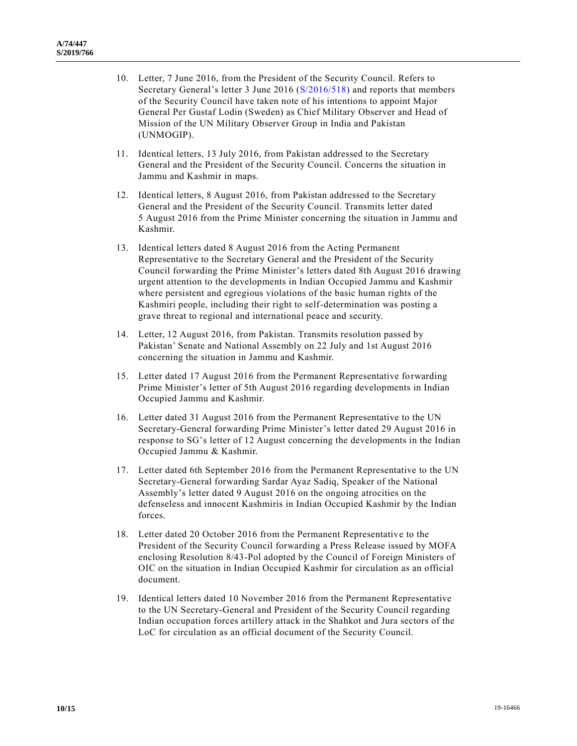10. Letter, 7 June 2016, from the President of the Security Council. Refers to Secretary General's letter 3 June 2016 (S/2016/518) and reports that members of the Security Council have taken note of his intentions to appoint Major General Per Gustaf Lodin (Sweden) as Chief Military Observer and Head of Mission of the UN Military Observer Group in India and Pakistan (UNMOGIP).

11. Identical letters, 13 July 2016, from Pakistan addressed to the Secretary General and the President of the Security Council. Concerns the situation in Jammu and Kashmir in maps.

12. Identical letters, 8 August 2016, from Pakistan addressed to the Secretary General and the President of the Security Council. Transmits letter dated 5 August 2016 from the Prime Minister concerning the situation in Jammu and Kashmir.

13. Identical letters dated 8 August 2016 from the Acting Permanent Representative to the Secretary General and the President of the Security Council forwarding the Prime Minister's letters dated 8th August 2016 drawing urgent attention to the developments in Indian Occupied Jammu and Kashmir where persistent and egregious violations of the basic human rights of the Kashmiri people, including their right to self-determination was posting a grave threat to regional and international peace and security.

14. Letter, 12 August 2016, from Pakistan. Transmits resolution passed by Pakistan' Senate and National Assembly on 22 July and 1st August 2016 concerning the situation in Jammu and Kashmir.

15. Letter dated 17 August 2016 from the Permanent Representative forwarding Prime Minister's letter of 5th August 2016 regarding developments in Indian Occupied Jammu and Kashmir.

16. Letter dated 31 August 2016 from the Permanent Representative to the UN Secretary-General forwarding Prime Minister's letter dated 29 August 2016 in response to SG's letter of 12 August concerning the developments in the Indian Occupied Jammu & Kashmir.

17. Letter dated 6th September 2016 from the Permanent Representative to the UN Secretary-General forwarding Sardar Ayaz Sadiq, Speaker of the National Assembly's letter dated 9 August 2016 on the ongoing atrocities on the defenseless and innocent Kashmiris in Indian Occupied Kashmir by the Indian forces.

18. Letter dated 20 October 2016 from the Permanent Representative to the President of the Security Council forwarding a Press Release issued by MOFA enclosing Resolution 8/43-Pol adopted by the Council of Foreign Ministers of OIC on the situation in Indian Occupied Kashmir for circulation as an official document.

19. Identical letters dated 10 November 2016 from the Permanent Representative to the UN Secretary-General and President of the Security Council regarding Indian occupation forces artillery attack in the Shahkot and Jura sectors of the LoC for circulation as an official document of the Security Council.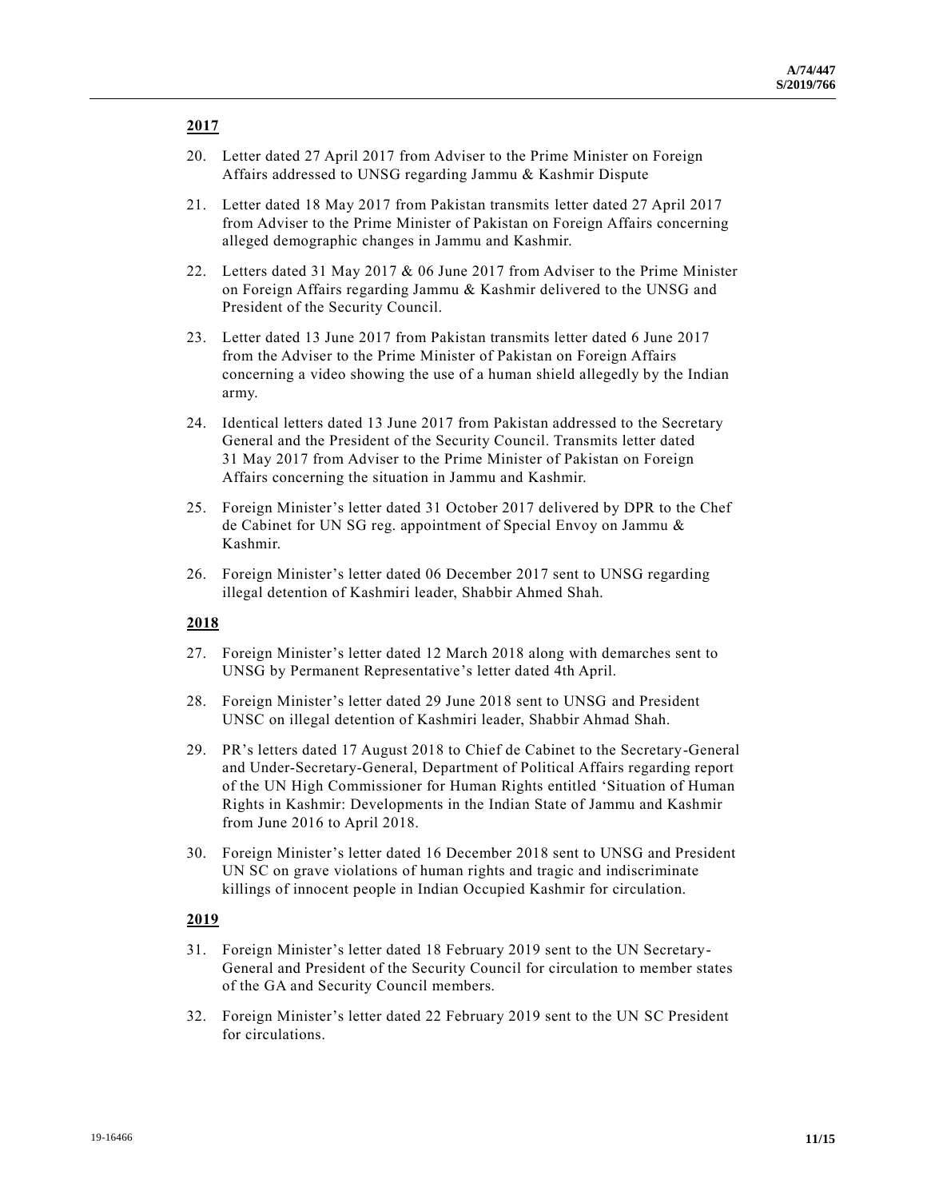**2017**

20. Letter dated 27 April 2017 from Adviser to the Prime Minister on Foreign Affairs addressed to UNSG regarding Jammu & Kashmir Dispute

21. Letter dated 18 May 2017 from Pakistan transmits letter dated 27 April 2017 from Adviser to the Prime Minister of Pakistan on Foreign Affairs concerning alleged demographic changes in Jammu and Kashmir.

22. Letters dated 31 May 2017 & 06 June 2017 from Adviser to the Prime Minister on Foreign Affairs regarding Jammu & Kashmir delivered to the UNSG and President of the Security Council.

23. Letter dated 13 June 2017 from Pakistan transmits letter dated 6 June 2017 from the Adviser to the Prime Minister of Pakistan on Foreign Affairs concerning a video showing the use of a human shield allegedly by the Indian army.

24. Identical letters dated 13 June 2017 from Pakistan addressed to the Secretary General and the President of the Security Council. Transmits letter dated 31 May 2017 from Adviser to the Prime Minister of Pakistan on Foreign Affairs concerning the situation in Jammu and Kashmir.

25. Foreign Minister's letter dated 31 October 2017 delivered by DPR to the Chef de Cabinet for UN SG reg. appointment of Special Envoy on Jammu & Kashmir.

26. Foreign Minister's letter dated 06 December 2017 sent to UNSG regarding illegal detention of Kashmiri leader, Shabbir Ahmed Shah.

**2018**

27. Foreign Minister's letter dated 12 March 2018 along with demarches sent to UNSG by Permanent Representative's letter dated 4th April.

28. Foreign Minister's letter dated 29 June 2018 sent to UNSG and President UNSC on illegal detention of Kashmiri leader, Shabbir Ahmad Shah.

29. PR's letters dated 17 August 2018 to Chief de Cabinet to the Secretary-General and Under-Secretary-General, Department of Political Affairs regarding report of the UN High Commissioner for Human Rights entitled 'Situation of Human Rights in Kashmir: Developments in the Indian State of Jammu and Kashmir from June 2016 to April 2018.

30. Foreign Minister's letter dated 16 December 2018 sent to UNSG and President UN SC on grave violations of human rights and tragic and indiscriminate killings of innocent people in Indian Occupied Kashmir for circulation.

**2019**

31. Foreign Minister's letter dated 18 February 2019 sent to the UN Secretary-General and President of the Security Council for circulation to member states of the GA and Security Council members.

32. Foreign Minister's letter dated 22 February 2019 sent to the UN SC President for circulations.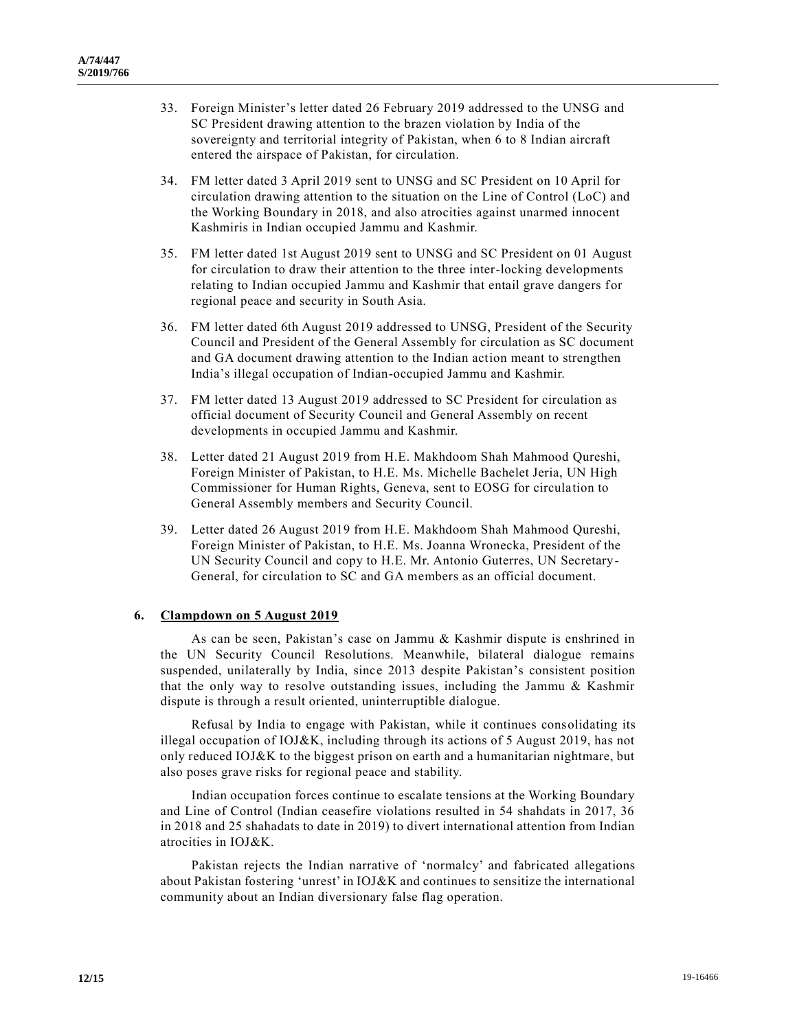33. Foreign Minister's letter dated 26 February 2019 addressed to the UNSG and SC President drawing attention to the brazen violation by India of the sovereignty and territorial integrity of Pakistan, when 6 to 8 Indian aircraft entered the airspace of Pakistan, for circulation.

34. FM letter dated 3 April 2019 sent to UNSG and SC President on 10 April for circulation drawing attention to the situation on the Line of Control (LoC) and the Working Boundary in 2018, and also atrocities against unarmed innocent Kashmiris in Indian occupied Jammu and Kashmir.

35. FM letter dated 1st August 2019 sent to UNSG and SC President on 01 August for circulation to draw their attention to the three inter-locking developments relating to Indian occupied Jammu and Kashmir that entail grave dangers for regional peace and security in South Asia.

36. FM letter dated 6th August 2019 addressed to UNSG, President of the Security Council and President of the General Assembly for circulation as SC document and GA document drawing attention to the Indian action meant to strengthen India's illegal occupation of Indian-occupied Jammu and Kashmir.

37. FM letter dated 13 August 2019 addressed to SC President for circulation as official document of Security Council and General Assembly on recent developments in occupied Jammu and Kashmir.

38. Letter dated 21 August 2019 from H.E. Makhdoom Shah Mahmood Qureshi, Foreign Minister of Pakistan, to H.E. Ms. Michelle Bachelet Jeria, UN High Commissioner for Human Rights, Geneva, sent to EOSG for circulation to General Assembly members and Security Council.

39. Letter dated 26 August 2019 from H.E. Makhdoom Shah Mahmood Qureshi, Foreign Minister of Pakistan, to H.E. Ms. Joanna Wronecka, President of the UN Security Council and copy to H.E. Mr. Antonio Guterres, UN Secretary-General, for circulation to SC and GA members as an official document.

## 6. Clampdown on 5 August 2019

As can be seen, Pakistan's case on Jammu & Kashmir dispute is enshrined in the UN Security Council Resolutions. Meanwhile, bilateral dialogue remains suspended, unilaterally by India, since 2013 despite Pakistan's consistent position that the only way to resolve outstanding issues, including the Jammu & Kashmir dispute is through a result oriented, uninterruptible dialogue.

Refusal by India to engage with Pakistan, while it continues consolidating its illegal occupation of IOJ&K, including through its actions of 5 August 2019, has not only reduced IOJ&K to the biggest prison on earth and a humanitarian nightmare, but also poses grave risks for regional peace and stability.

Indian occupation forces continue to escalate tensions at the Working Boundary and Line of Control (Indian ceasefire violations resulted in 54 shahdats in 2017, 36 in 2018 and 25 shahadats to date in 2019) to divert international attention from Indian atrocities in IOJ&K.

Pakistan rejects the Indian narrative of 'normalcy' and fabricated allegations about Pakistan fostering 'unrest' in IOJ&K and continues to sensitize the international community about an Indian diversionary false flag operation.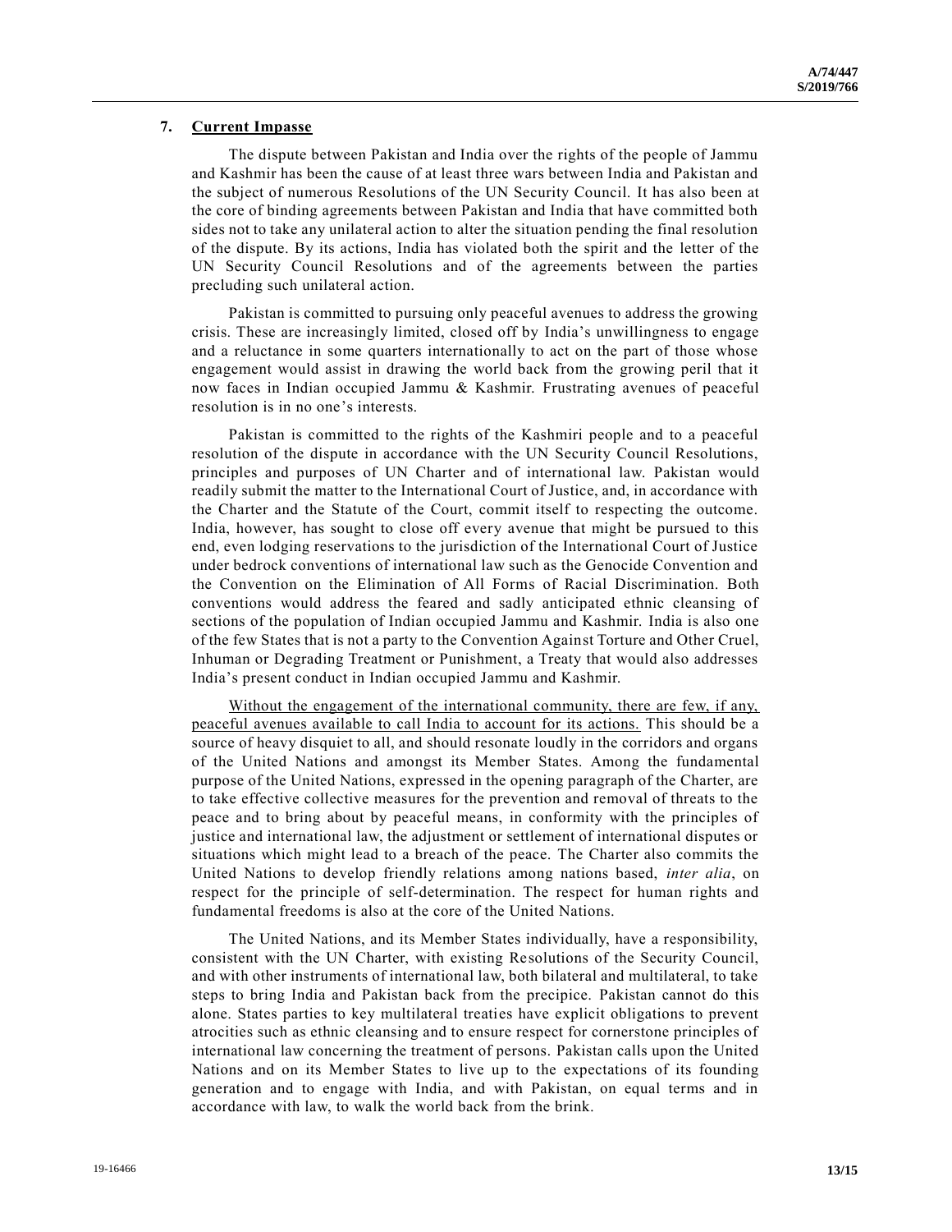## 7. <u>Current Impasse</u>

The dispute between Pakistan and India over the rights of the people of Jammu and Kashmir has been the cause of at least three wars between India and Pakistan and the subject of numerous Resolutions of the UN Security Council. It has also been at the core of binding agreements between Pakistan and India that have committed both sides not to take any unilateral action to alter the situation pending the final resolution of the dispute. By its actions, India has violated both the spirit and the letter of the UN Security Council Resolutions and of the agreements between the parties precluding such unilateral action.

Pakistan is committed to pursuing only peaceful avenues to address the growing crisis. These are increasingly limited, closed off by India's unwillingness to engage and a reluctance in some quarters internationally to act on the part of those whose engagement would assist in drawing the world back from the growing peril that it now faces in Indian occupied Jammu & Kashmir. Frustrating avenues of peaceful resolution is in no one's interests.

Pakistan is committed to the rights of the Kashmiri people and to a peaceful resolution of the dispute in accordance with the UN Security Council Resolutions, principles and purposes of UN Charter and of international law. Pakistan would readily submit the matter to the International Court of Justice, and, in accordance with the Charter and the Statute of the Court, commit itself to respecting the outcome. India, however, has sought to close off every avenue that might be pursued to this end, even lodging reservations to the jurisdiction of the International Court of Justice under bedrock conventions of international law such as the Genocide Convention and the Convention on the Elimination of All Forms of Racial Discrimination. Both conventions would address the feared and sadly anticipated ethnic cleansing of sections of the population of Indian occupied Jammu and Kashmir. India is also one of the few States that is not a party to the Convention Against Torture and Other Cruel, Inhuman or Degrading Treatment or Punishment, a Treaty that would also addresses India's present conduct in Indian occupied Jammu and Kashmir.

<u>Without the engagement of the international community, there are few, if any, peaceful avenues available to call India to account for its actions.</u> This should be a source of heavy disquiet to all, and should resonate loudly in the corridors and organs of the United Nations and amongst its Member States. Among the fundamental purpose of the United Nations, expressed in the opening paragraph of the Charter, are to take effective collective measures for the prevention and removal of threats to the peace and to bring about by peaceful means, in conformity with the principles of justice and international law, the adjustment or settlement of international disputes or situations which might lead to a breach of the peace. The Charter also commits the United Nations to develop friendly relations among nations based, *inter alia*, on respect for the principle of self-determination. The respect for human rights and fundamental freedoms is also at the core of the United Nations.

The United Nations, and its Member States individually, have a responsibility, consistent with the UN Charter, with existing Resolutions of the Security Council, and with other instruments of international law, both bilateral and multilateral, to take steps to bring India and Pakistan back from the precipice. Pakistan cannot do this alone. States parties to key multilateral treaties have explicit obligations to prevent atrocities such as ethnic cleansing and to ensure respect for cornerstone principles of international law concerning the treatment of persons. Pakistan calls upon the United Nations and on its Member States to live up to the expectations of its founding generation and to engage with India, and with Pakistan, on equal terms and in accordance with law, to walk the world back from the brink.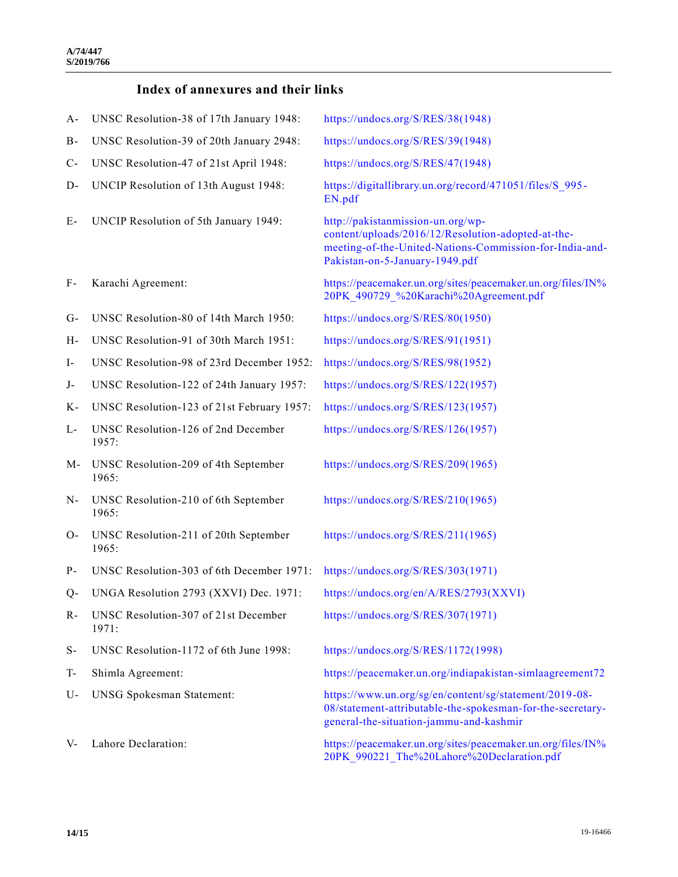## Index of annexures and their links

| | | |
|---|---|---|
| A- | UNSC Resolution-38 of 17th January 1948: | https://undocs.org/S/RES/38(1948) |
| B- | UNSC Resolution-39 of 20th January 2948: | https://undocs.org/S/RES/39(1948) |
| C- | UNSC Resolution-47 of 21st April 1948: | https://undocs.org/S/RES/47(1948) |
| D- | UNCIP Resolution of 13th August 1948: | https://digitallibrary.un.org/record/471051/files/S_995-EN.pdf |
| E- | UNCIP Resolution of 5th January 1949: | http://pakistanmission-un.org/wp-content/uploads/2016/12/Resolution-adopted-at-the-meeting-of-the-United-Nations-Commission-for-India-and-Pakistan-on-5-January-1949.pdf |
| F- | Karachi Agreement: | https://peacemaker.un.org/sites/peacemaker.un.org/files/IN%20PK_490729_%20Karachi%20Agreement.pdf |
| G- | UNSC Resolution-80 of 14th March 1950: | https://undocs.org/S/RES/80(1950) |
| H- | UNSC Resolution-91 of 30th March 1951: | https://undocs.org/S/RES/91(1951) |
| I- | UNSC Resolution-98 of 23rd December 1952: | https://undocs.org/S/RES/98(1952) |
| J- | UNSC Resolution-122 of 24th January 1957: | https://undocs.org/S/RES/122(1957) |
| K- | UNSC Resolution-123 of 21st February 1957: | https://undocs.org/S/RES/123(1957) |
| L- | UNSC Resolution-126 of 2nd December 1957: | https://undocs.org/S/RES/126(1957) |
| M- | UNSC Resolution-209 of 4th September 1965: | https://undocs.org/S/RES/209(1965) |
| N- | UNSC Resolution-210 of 6th September 1965: | https://undocs.org/S/RES/210(1965) |
| O- | UNSC Resolution-211 of 20th September 1965: | https://undocs.org/S/RES/211(1965) |
| P- | UNSC Resolution-303 of 6th December 1971: | https://undocs.org/S/RES/303(1971) |
| Q- | UNGA Resolution 2793 (XXVI) Dec. 1971: | https://undocs.org/en/A/RES/2793(XXVI) |
| R- | UNSC Resolution-307 of 21st December 1971: | https://undocs.org/S/RES/307(1971) |
| S- | UNSC Resolution-1172 of 6th June 1998: | https://undocs.org/S/RES/1172(1998) |
| T- | Shimla Agreement: | https://peacemaker.un.org/indiapakistan-simlaagreement72 |
| U- | UNSG Spokesman Statement: | https://www.un.org/sg/en/content/sg/statement/2019-08-08/statement-attributable-the-spokesman-for-the-secretary-general-the-situation-jammu-and-kashmir |
| V- | Lahore Declaration: | https://peacemaker.un.org/sites/peacemaker.un.org/files/IN%20PK_990221_The%20Lahore%20Declaration.pdf |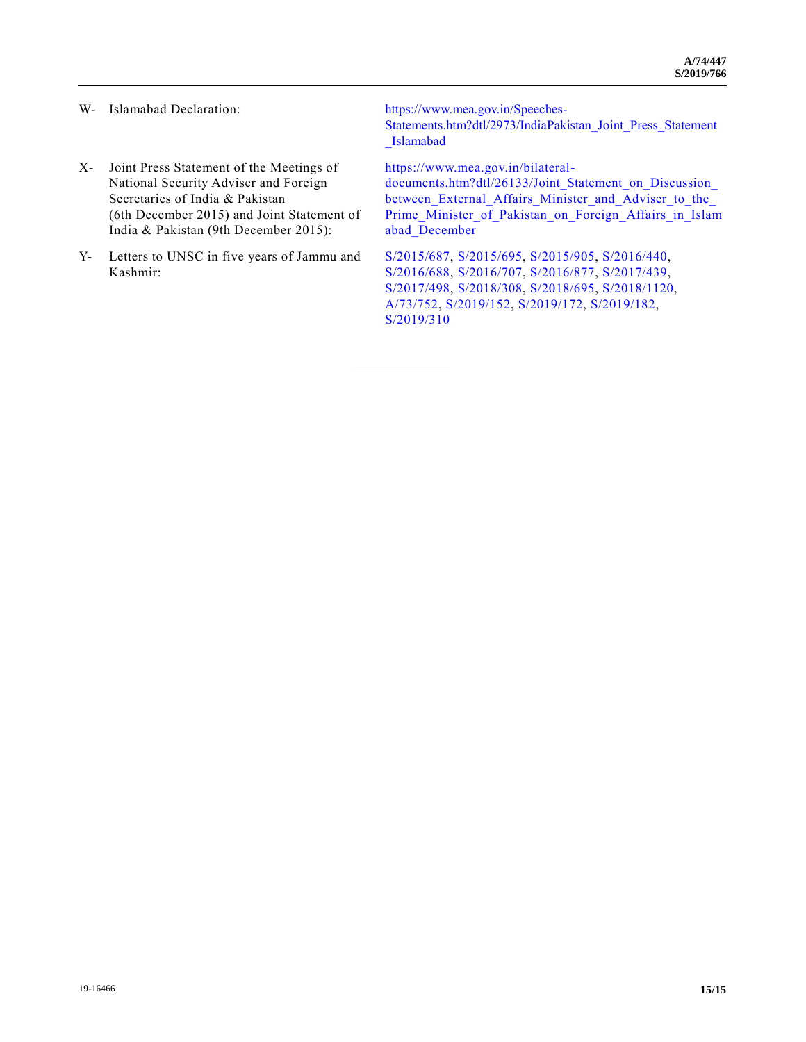W- Islamabad Declaration: https://www.mea.gov.in/Speeches-Statements.htm?dtl/2973/IndiaPakistan_Joint_Press_Statement_Islamabad

X- Joint Press Statement of the Meetings of National Security Adviser and Foreign Secretaries of India & Pakistan (6th December 2015) and Joint Statement of India & Pakistan (9th December 2015): https://www.mea.gov.in/bilateral-documents.htm?dtl/26133/Joint_Statement_on_Discussion_between_External_Affairs_Minister_and_Adviser_to_the_Prime_Minister_of_Pakistan_on_Foreign_Affairs_in_Islamabad_December

Y- Letters to UNSC in five years of Jammu and Kashmir: S/2015/687, S/2015/695, S/2015/905, S/2016/440, S/2016/688, S/2016/707, S/2016/877, S/2017/439, S/2017/498, S/2018/308, S/2018/695, S/2018/1120, A/73/752, S/2019/152, S/2019/172, S/2019/182, S/2019/310